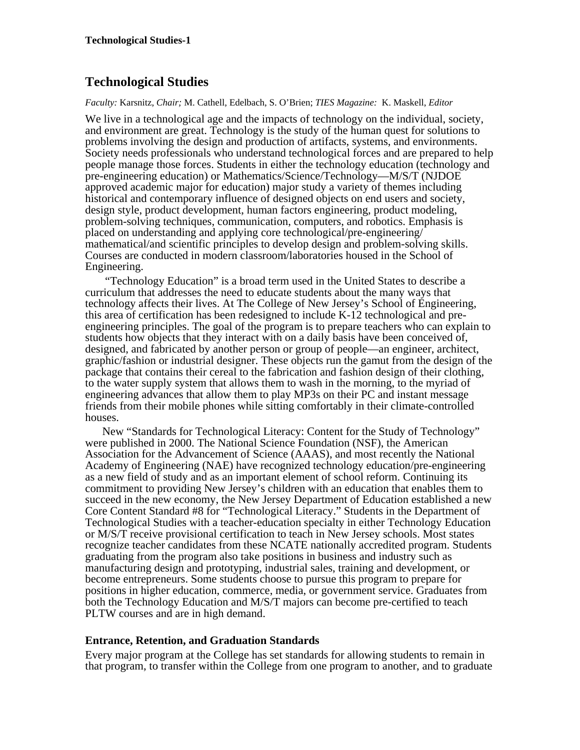# Technological Studies

*Faculty:* Karsnitz, *Chair;* M. Cathell, Edelbach, S. O'Brien; *TIES Magazine:* K. Maskell, *Editor*

We live in a technological age and the impacts of technology on the individual, society, and environment are great. Technology is the study of the human quest for solutions to problems involving the design and production of artifacts, systems, and environments. Society needs professionals who understand technological forces and are prepared to help people manage those forces. Students in either the technology education (technology and pre-engineering education) or Mathematics/Science/Technology—M/S/T (NJDOE approved academic major for education) major study a variety of themes including historical and contemporary influence of designed objects on end users and society, design style, product development, human factors engineering, product modeling, problem-solving techniques, communication, computers, and robotics. Emphasis is placed on understanding and applying core technological/pre-engineering/ mathematical/and scientific principles to develop design and problem-solving skills. Courses are conducted in modern classroom/laboratories housed in the School of Engineering.

"Technology Education" is a broad term used in the United States to describe a curriculum that addresses the need to educate students about the many ways that technology affects their lives. At The College of New Jersey's School of Engineering, this area of certification has been redesigned to include K-12 technological and pre-engineering principles. The goal of the program is to prepare teachers who can explain to students how objects that they interact with on a daily basis have been conceived of, designed, and fabricated by another person or group of people—an engineer, architect, graphic/fashion or industrial designer. These objects run the gamut from the design of the package that contains their cereal to the fabrication and fashion design of their clothing, to the water supply system that allows them to wash in the morning, to the myriad of engineering advances that allow them to play MP3s on their PC and instant message friends from their mobile phones while sitting comfortably in their climate-controlled houses.

New "Standards for Technological Literacy: Content for the Study of Technology" were published in 2000. The National Science Foundation (NSF), the American Association for the Advancement of Science (AAAS), and most recently the National Academy of Engineering (NAE) have recognized technology education/pre-engineering as a new field of study and as an important element of school reform. Continuing its commitment to providing New Jersey's children with an education that enables them to succeed in the new economy, the New Jersey Department of Education established a new Core Content Standard #8 for "Technological Literacy." Students in the Department of Technological Studies with a teacher-education specialty in either Technology Education or M/S/T receive provisional certification to teach in New Jersey schools. Most states recognize teacher candidates from these NCATE nationally accredited program. Students graduating from the program also take positions in business and industry such as manufacturing design and prototyping, industrial sales, training and development, or become entrepreneurs. Some students choose to pursue this program to prepare for positions in higher education, commerce, media, or government service. Graduates from both the Technology Education and M/S/T majors can become pre-certified to teach PLTW courses and are in high demand.

### Entrance, Retention, and Graduation Standards

Every major program at the College has set standards for allowing students to remain in that program, to transfer within the College from one program to another, and to graduate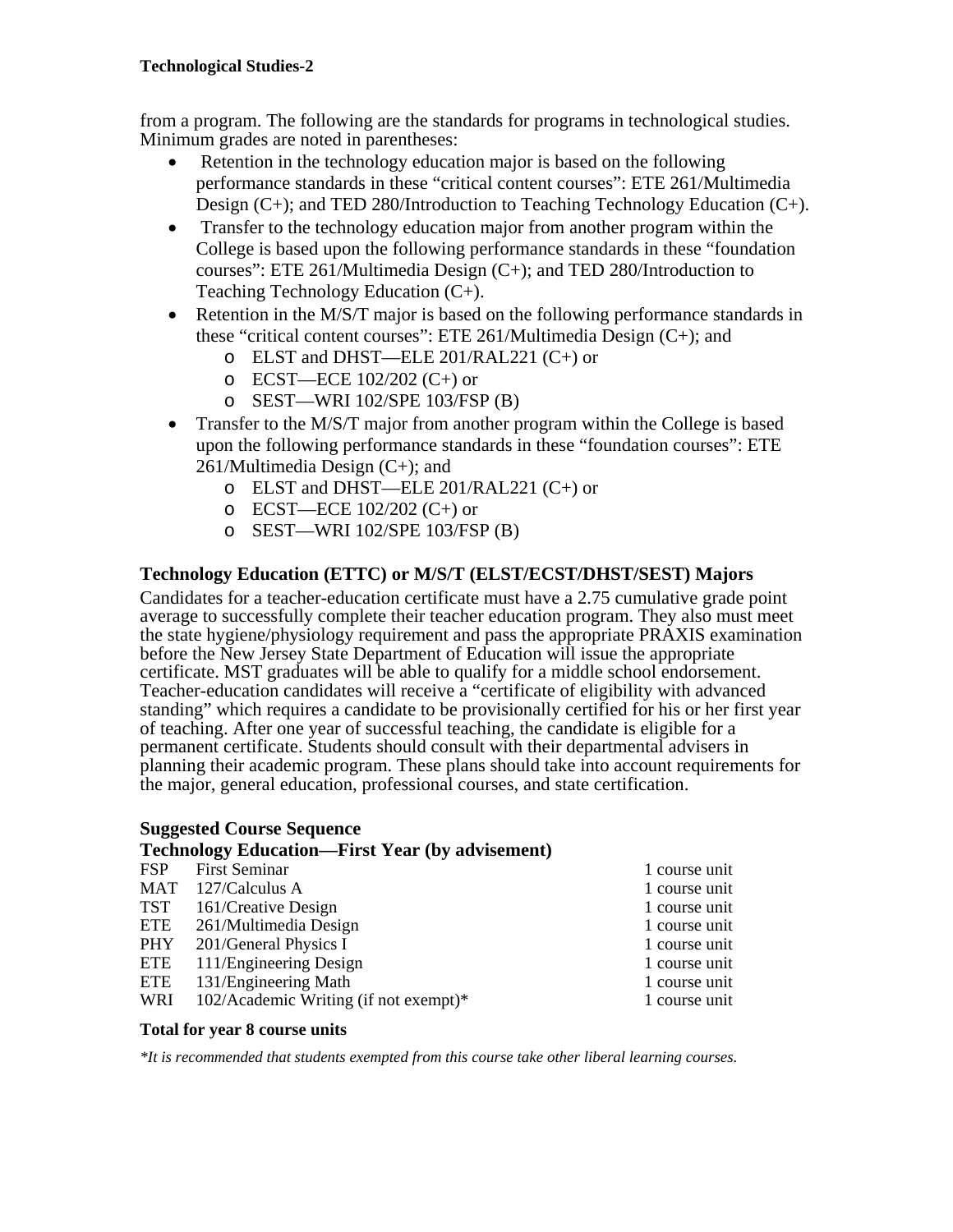from a program. The following are the standards for programs in technological studies. Minimum grades are noted in parentheses:

- Retention in the technology education major is based on the following performance standards in these "critical content courses": ETE 261/Multimedia Design (C+); and TED 280/Introduction to Teaching Technology Education (C+).
- Transfer to the technology education major from another program within the College is based upon the following performance standards in these "foundation courses": ETE 261/Multimedia Design (C+); and TED 280/Introduction to Teaching Technology Education (C+).
- Retention in the M/S/T major is based on the following performance standards in these "critical content courses": ETE 261/Multimedia Design (C+); and
  - ELST and DHST—ELE 201/RAL221 (C+) or
  - ECST—ECE 102/202 (C+) or
  - SEST—WRI 102/SPE 103/FSP (B)
- Transfer to the M/S/T major from another program within the College is based upon the following performance standards in these "foundation courses": ETE 261/Multimedia Design (C+); and
  - ELST and DHST—ELE 201/RAL221 (C+) or
  - ECST—ECE 102/202 (C+) or
  - SEST—WRI 102/SPE 103/FSP (B)

### Technology Education (ETTC) or M/S/T (ELST/ECST/DHST/SEST) Majors

Candidates for a teacher-education certificate must have a 2.75 cumulative grade point average to successfully complete their teacher education program. They also must meet the state hygiene/physiology requirement and pass the appropriate PRAXIS examination before the New Jersey State Department of Education will issue the appropriate certificate. MST graduates will be able to qualify for a middle school endorsement. Teacher-education candidates will receive a "certificate of eligibility with advanced standing" which requires a candidate to be provisionally certified for his or her first year of teaching. After one year of successful teaching, the candidate is eligible for a permanent certificate. Students should consult with their departmental advisers in planning their academic program. These plans should take into account requirements for the major, general education, professional courses, and state certification.

### Suggested Course Sequence

#### Technology Education—First Year (by advisement)

| | | |
|---|---|---|
| FSP | First Seminar | 1 course unit |
| MAT | 127/Calculus A | 1 course unit |
| TST | 161/Creative Design | 1 course unit |
| ETE | 261/Multimedia Design | 1 course unit |
| PHY | 201/General Physics I | 1 course unit |
| ETE | 111/Engineering Design | 1 course unit |
| ETE | 131/Engineering Math | 1 course unit |
| WRI | 102/Academic Writing (if not exempt)* | 1 course unit |

**Total for year 8 course units**

*\*It is recommended that students exempted from this course take other liberal learning courses.*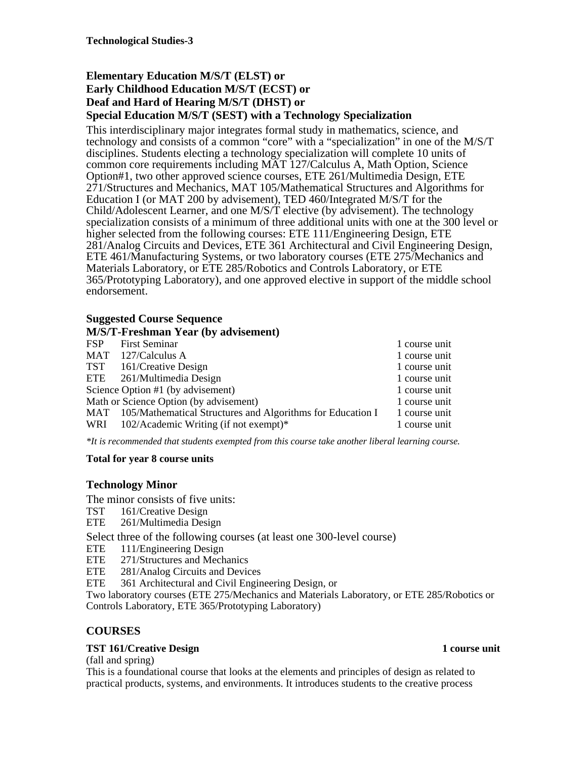### Elementary Education M/S/T (ELST) or
### Early Childhood Education M/S/T (ECST) or
### Deaf and Hard of Hearing M/S/T (DHST) or
### Special Education M/S/T (SEST) with a Technology Specialization

This interdisciplinary major integrates formal study in mathematics, science, and technology and consists of a common "core" with a "specialization" in one of the M/S/T disciplines. Students electing a technology specialization will complete 10 units of common core requirements including MAT 127/Calculus A, Math Option, Science Option#1, two other approved science courses, ETE 261/Multimedia Design, ETE 271/Structures and Mechanics, MAT 105/Mathematical Structures and Algorithms for Education I (or MAT 200 by advisement), TED 460/Integrated M/S/T for the Child/Adolescent Learner, and one M/S/T elective (by advisement). The technology specialization consists of a minimum of three additional units with one at the 300 level or higher selected from the following courses: ETE 111/Engineering Design, ETE 281/Analog Circuits and Devices, ETE 361 Architectural and Civil Engineering Design, ETE 461/Manufacturing Systems, or two laboratory courses (ETE 275/Mechanics and Materials Laboratory, or ETE 285/Robotics and Controls Laboratory, or ETE 365/Prototyping Laboratory), and one approved elective in support of the middle school endorsement.

### Suggested Course Sequence

**M/S/T-Freshman Year (by advisement)**

| | |
|---|---|
| FSP First Seminar | 1 course unit |
| MAT 127/Calculus A | 1 course unit |
| TST 161/Creative Design | 1 course unit |
| ETE 261/Multimedia Design | 1 course unit |
| Science Option #1 (by advisement) | 1 course unit |
| Math or Science Option (by advisement) | 1 course unit |
| MAT 105/Mathematical Structures and Algorithms for Education I | 1 course unit |
| WRI 102/Academic Writing (if not exempt)* | 1 course unit |

*\*It is recommended that students exempted from this course take another liberal learning course.*

**Total for year 8 course units**

### Technology Minor

The minor consists of five units:

TST 161/Creative Design
ETE 261/Multimedia Design

Select three of the following courses (at least one 300-level course)

ETE 111/Engineering Design
ETE 271/Structures and Mechanics
ETE 281/Analog Circuits and Devices
ETE 361 Architectural and Civil Engineering Design, or

Two laboratory courses (ETE 275/Mechanics and Materials Laboratory, or ETE 285/Robotics or Controls Laboratory, ETE 365/Prototyping Laboratory)

## COURSES

**TST 161/Creative Design** **1 course unit**

(fall and spring)

This is a foundational course that looks at the elements and principles of design as related to practical products, systems, and environments. It introduces students to the creative process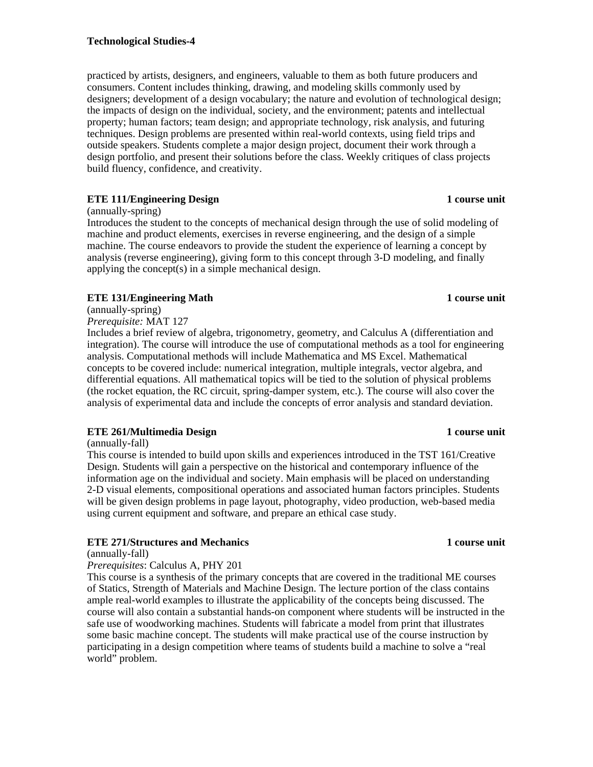practiced by artists, designers, and engineers, valuable to them as both future producers and consumers. Content includes thinking, drawing, and modeling skills commonly used by designers; development of a design vocabulary; the nature and evolution of technological design; the impacts of design on the individual, society, and the environment; patents and intellectual property; human factors; team design; and appropriate technology, risk analysis, and futuring techniques. Design problems are presented within real-world contexts, using field trips and outside speakers. Students complete a major design project, document their work through a design portfolio, and present their solutions before the class. Weekly critiques of class projects build fluency, confidence, and creativity.

**ETE 111/Engineering Design** **1 course unit**

(annually-spring)

Introduces the student to the concepts of mechanical design through the use of solid modeling of machine and product elements, exercises in reverse engineering, and the design of a simple machine. The course endeavors to provide the student the experience of learning a concept by analysis (reverse engineering), giving form to this concept through 3-D modeling, and finally applying the concept(s) in a simple mechanical design.

**ETE 131/Engineering Math** **1 course unit**

(annually-spring)

*Prerequisite:* MAT 127

Includes a brief review of algebra, trigonometry, geometry, and Calculus A (differentiation and integration). The course will introduce the use of computational methods as a tool for engineering analysis. Computational methods will include Mathematica and MS Excel. Mathematical concepts to be covered include: numerical integration, multiple integrals, vector algebra, and differential equations. All mathematical topics will be tied to the solution of physical problems (the rocket equation, the RC circuit, spring-damper system, etc.). The course will also cover the analysis of experimental data and include the concepts of error analysis and standard deviation.

**ETE 261/Multimedia Design** **1 course unit**

(annually-fall)

This course is intended to build upon skills and experiences introduced in the TST 161/Creative Design. Students will gain a perspective on the historical and contemporary influence of the information age on the individual and society. Main emphasis will be placed on understanding 2-D visual elements, compositional operations and associated human factors principles. Students will be given design problems in page layout, photography, video production, web-based media using current equipment and software, and prepare an ethical case study.

**ETE 271/Structures and Mechanics** **1 course unit**

(annually-fall)

*Prerequisites*: Calculus A, PHY 201

This course is a synthesis of the primary concepts that are covered in the traditional ME courses of Statics, Strength of Materials and Machine Design. The lecture portion of the class contains ample real-world examples to illustrate the applicability of the concepts being discussed. The course will also contain a substantial hands-on component where students will be instructed in the safe use of woodworking machines. Students will fabricate a model from print that illustrates some basic machine concept. The students will make practical use of the course instruction by participating in a design competition where teams of students build a machine to solve a "real world" problem.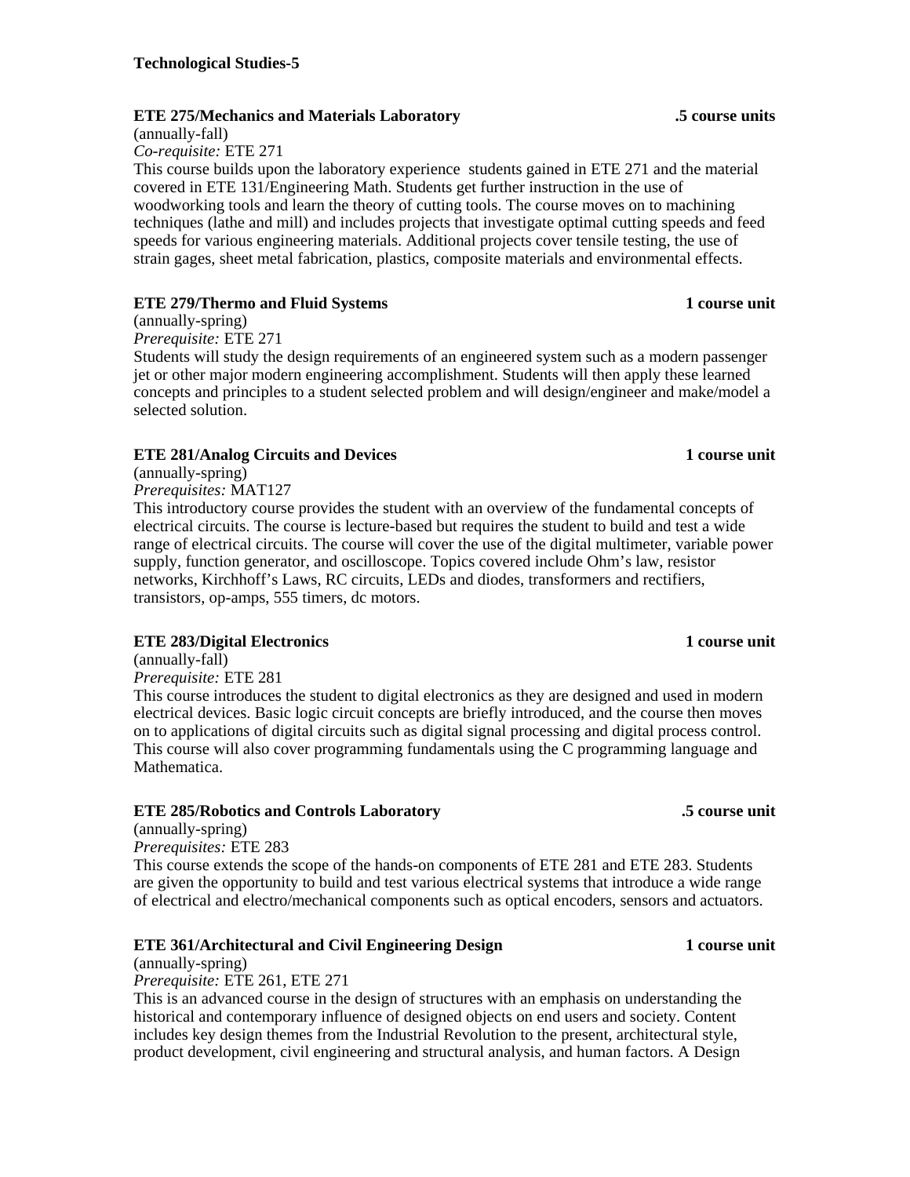**ETE 275/Mechanics and Materials Laboratory** **.5 course units**

(annually-fall)

*Co-requisite:* ETE 271

This course builds upon the laboratory experience students gained in ETE 271 and the material covered in ETE 131/Engineering Math. Students get further instruction in the use of woodworking tools and learn the theory of cutting tools. The course moves on to machining techniques (lathe and mill) and includes projects that investigate optimal cutting speeds and feed speeds for various engineering materials. Additional projects cover tensile testing, the use of strain gages, sheet metal fabrication, plastics, composite materials and environmental effects.

**ETE 279/Thermo and Fluid Systems** **1 course unit**

(annually-spring)

*Prerequisite:* ETE 271

Students will study the design requirements of an engineered system such as a modern passenger jet or other major modern engineering accomplishment. Students will then apply these learned concepts and principles to a student selected problem and will design/engineer and make/model a selected solution.

**ETE 281/Analog Circuits and Devices** **1 course unit**

(annually-spring)

*Prerequisites:* MAT127

This introductory course provides the student with an overview of the fundamental concepts of electrical circuits. The course is lecture-based but requires the student to build and test a wide range of electrical circuits. The course will cover the use of the digital multimeter, variable power supply, function generator, and oscilloscope. Topics covered include Ohm's law, resistor networks, Kirchhoff's Laws, RC circuits, LEDs and diodes, transformers and rectifiers, transistors, op-amps, 555 timers, dc motors.

**ETE 283/Digital Electronics** **1 course unit**

(annually-fall)

*Prerequisite:* ETE 281

This course introduces the student to digital electronics as they are designed and used in modern electrical devices. Basic logic circuit concepts are briefly introduced, and the course then moves on to applications of digital circuits such as digital signal processing and digital process control. This course will also cover programming fundamentals using the C programming language and Mathematica.

**ETE 285/Robotics and Controls Laboratory** **.5 course unit**

(annually-spring)

*Prerequisites:* ETE 283

This course extends the scope of the hands-on components of ETE 281 and ETE 283. Students are given the opportunity to build and test various electrical systems that introduce a wide range of electrical and electro/mechanical components such as optical encoders, sensors and actuators.

**ETE 361/Architectural and Civil Engineering Design** **1 course unit**

(annually-spring)

*Prerequisite:* ETE 261, ETE 271

This is an advanced course in the design of structures with an emphasis on understanding the historical and contemporary influence of designed objects on end users and society. Content includes key design themes from the Industrial Revolution to the present, architectural style, product development, civil engineering and structural analysis, and human factors. A Design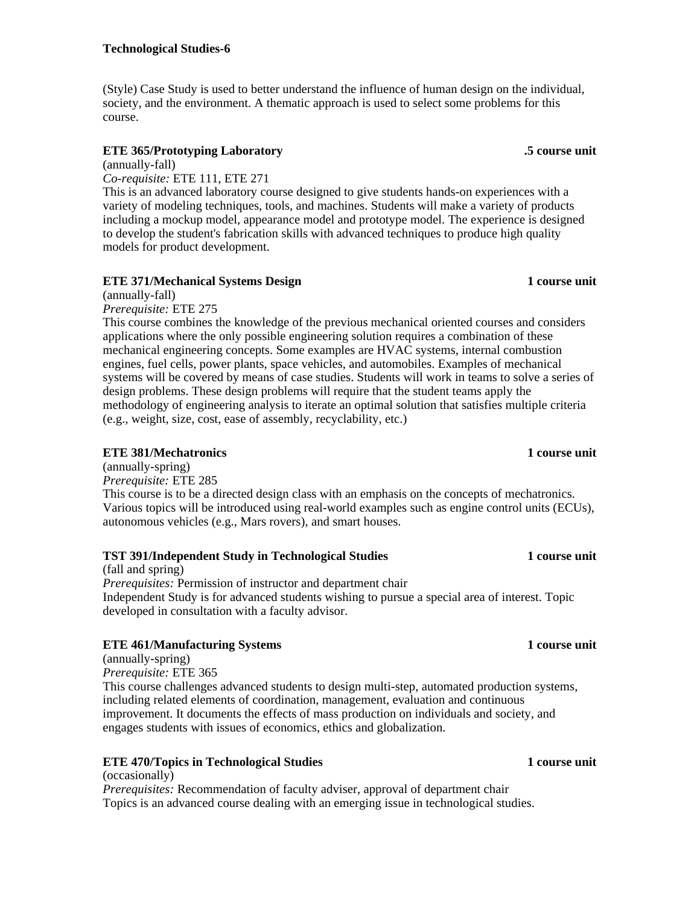(Style) Case Study is used to better understand the influence of human design on the individual, society, and the environment. A thematic approach is used to select some problems for this course.

**ETE 365/Prototyping Laboratory** **.5 course unit**
(annually-fall)
*Co-requisite:* ETE 111, ETE 271
This is an advanced laboratory course designed to give students hands-on experiences with a variety of modeling techniques, tools, and machines. Students will make a variety of products including a mockup model, appearance model and prototype model. The experience is designed to develop the student's fabrication skills with advanced techniques to produce high quality models for product development.

**ETE 371/Mechanical Systems Design** **1 course unit**
(annually-fall)
*Prerequisite:* ETE 275
This course combines the knowledge of the previous mechanical oriented courses and considers applications where the only possible engineering solution requires a combination of these mechanical engineering concepts. Some examples are HVAC systems, internal combustion engines, fuel cells, power plants, space vehicles, and automobiles. Examples of mechanical systems will be covered by means of case studies. Students will work in teams to solve a series of design problems. These design problems will require that the student teams apply the methodology of engineering analysis to iterate an optimal solution that satisfies multiple criteria (e.g., weight, size, cost, ease of assembly, recyclability, etc.)

**ETE 381/Mechatronics** **1 course unit**
(annually-spring)
*Prerequisite:* ETE 285
This course is to be a directed design class with an emphasis on the concepts of mechatronics. Various topics will be introduced using real-world examples such as engine control units (ECUs), autonomous vehicles (e.g., Mars rovers), and smart houses.

**TST 391/Independent Study in Technological Studies** **1 course unit**
(fall and spring)
*Prerequisites:* Permission of instructor and department chair
Independent Study is for advanced students wishing to pursue a special area of interest. Topic developed in consultation with a faculty advisor.

**ETE 461/Manufacturing Systems** **1 course unit**
(annually-spring)
*Prerequisite:* ETE 365
This course challenges advanced students to design multi-step, automated production systems, including related elements of coordination, management, evaluation and continuous improvement. It documents the effects of mass production on individuals and society, and engages students with issues of economics, ethics and globalization.

**ETE 470/Topics in Technological Studies** **1 course unit**
(occasionally)
*Prerequisites:* Recommendation of faculty adviser, approval of department chair
Topics is an advanced course dealing with an emerging issue in technological studies.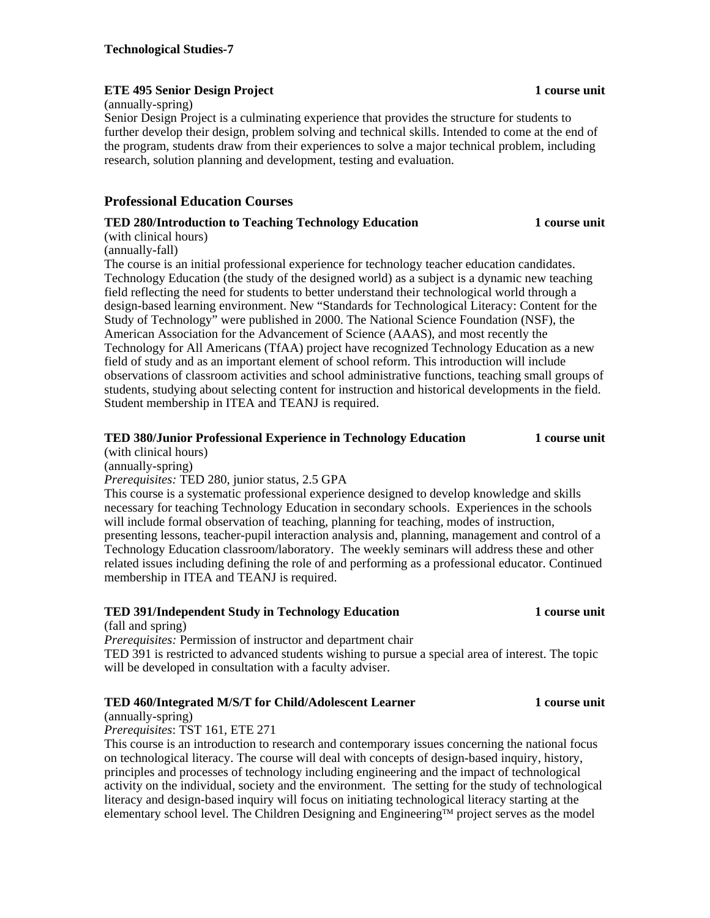**ETE 495 Senior Design Project** **1 course unit**
(annually-spring)
Senior Design Project is a culminating experience that provides the structure for students to further develop their design, problem solving and technical skills. Intended to come at the end of the program, students draw from their experiences to solve a major technical problem, including research, solution planning and development, testing and evaluation.

## Professional Education Courses

**TED 280/Introduction to Teaching Technology Education** **1 course unit**
(with clinical hours)
(annually-fall)
The course is an initial professional experience for technology teacher education candidates. Technology Education (the study of the designed world) as a subject is a dynamic new teaching field reflecting the need for students to better understand their technological world through a design-based learning environment. New "Standards for Technological Literacy: Content for the Study of Technology" were published in 2000. The National Science Foundation (NSF), the American Association for the Advancement of Science (AAAS), and most recently the Technology for All Americans (TfAA) project have recognized Technology Education as a new field of study and as an important element of school reform. This introduction will include observations of classroom activities and school administrative functions, teaching small groups of students, studying about selecting content for instruction and historical developments in the field. Student membership in ITEA and TEANJ is required.

**TED 380/Junior Professional Experience in Technology Education** **1 course unit**
(with clinical hours)
(annually-spring)
*Prerequisites:* TED 280, junior status, 2.5 GPA
This course is a systematic professional experience designed to develop knowledge and skills necessary for teaching Technology Education in secondary schools. Experiences in the schools will include formal observation of teaching, planning for teaching, modes of instruction, presenting lessons, teacher-pupil interaction analysis and, planning, management and control of a Technology Education classroom/laboratory. The weekly seminars will address these and other related issues including defining the role of and performing as a professional educator. Continued membership in ITEA and TEANJ is required.

**TED 391/Independent Study in Technology Education** **1 course unit**
(fall and spring)
*Prerequisites:* Permission of instructor and department chair
TED 391 is restricted to advanced students wishing to pursue a special area of interest. The topic will be developed in consultation with a faculty adviser.

**TED 460/Integrated M/S/T for Child/Adolescent Learner** **1 course unit**
(annually-spring)
*Prerequisites*: TST 161, ETE 271
This course is an introduction to research and contemporary issues concerning the national focus on technological literacy. The course will deal with concepts of design-based inquiry, history, principles and processes of technology including engineering and the impact of technological activity on the individual, society and the environment. The setting for the study of technological literacy and design-based inquiry will focus on initiating technological literacy starting at the elementary school level. The Children Designing and Engineering™ project serves as the model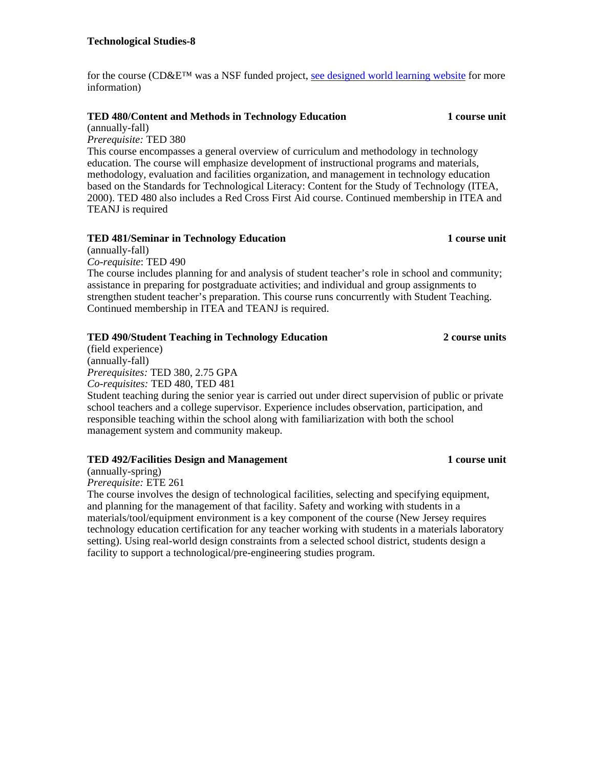for the course (CD&E™ was a NSF funded project, see designed world learning website for more information)

**TED 480/Content and Methods in Technology Education** **1 course unit**

(annually-fall)

*Prerequisite:* TED 380

This course encompasses a general overview of curriculum and methodology in technology education. The course will emphasize development of instructional programs and materials, methodology, evaluation and facilities organization, and management in technology education based on the Standards for Technological Literacy: Content for the Study of Technology (ITEA, 2000). TED 480 also includes a Red Cross First Aid course. Continued membership in ITEA and TEANJ is required

**TED 481/Seminar in Technology Education** **1 course unit**

(annually-fall)

*Co-requisite*: TED 490

The course includes planning for and analysis of student teacher's role in school and community; assistance in preparing for postgraduate activities; and individual and group assignments to strengthen student teacher's preparation. This course runs concurrently with Student Teaching. Continued membership in ITEA and TEANJ is required.

**TED 490/Student Teaching in Technology Education** **2 course units**

(field experience)

(annually-fall)

*Prerequisites:* TED 380, 2.75 GPA

*Co-requisites:* TED 480, TED 481

Student teaching during the senior year is carried out under direct supervision of public or private school teachers and a college supervisor. Experience includes observation, participation, and responsible teaching within the school along with familiarization with both the school management system and community makeup.

**TED 492/Facilities Design and Management** **1 course unit**

(annually-spring)

*Prerequisite:* ETE 261

The course involves the design of technological facilities, selecting and specifying equipment, and planning for the management of that facility. Safety and working with students in a materials/tool/equipment environment is a key component of the course (New Jersey requires technology education certification for any teacher working with students in a materials laboratory setting). Using real-world design constraints from a selected school district, students design a facility to support a technological/pre-engineering studies program.